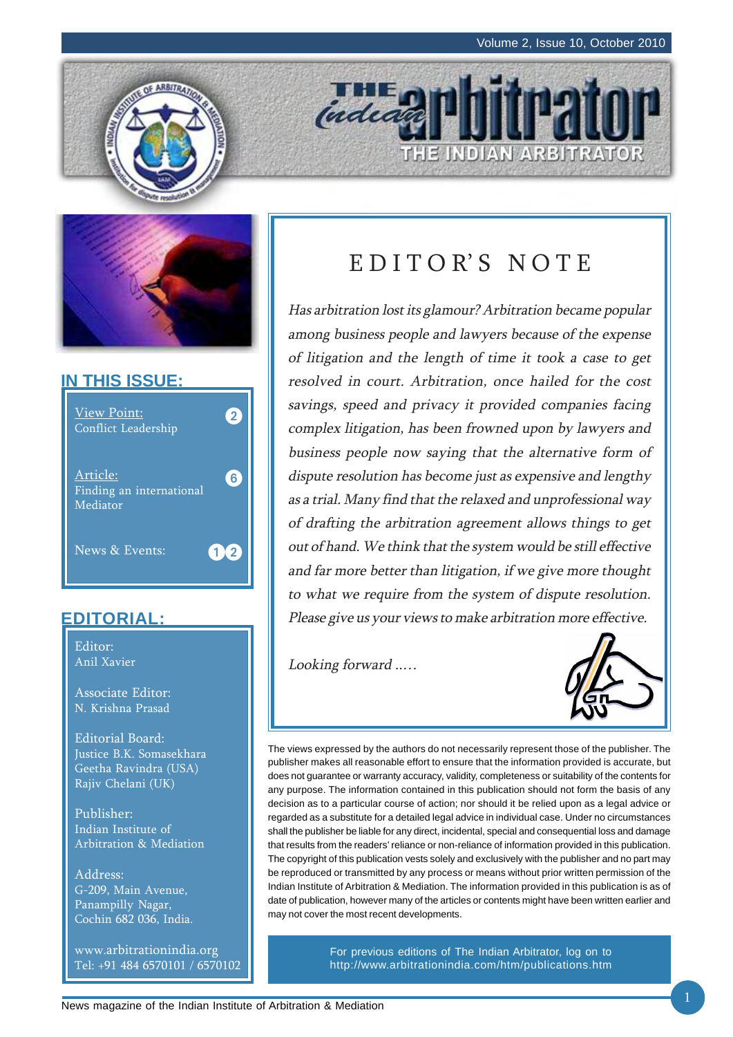# THE Indian arbitrator

THE INDIAN ARBITRATOR

## IN THIS ISSUE:

- View Point: Conflict Leadership — 2
- Article: Finding an international Mediator — 6
- News & Events: 12

## EDITORIAL:

Editor:
Anil Xavier

Associate Editor:
N. Krishna Prasad

Editorial Board:
Justice B.K. Somasekhara
Geetha Ravindra (USA)
Rajiv Chelani (UK)

Publisher:
Indian Institute of Arbitration & Mediation

Address:
G-209, Main Avenue,
Panampilly Nagar,
Cochin 682 036, India.

www.arbitrationindia.org
Tel: +91 484 6570101 / 6570102

## EDITOR'S NOTE

*Has arbitration lost its glamour? Arbitration became popular among business people and lawyers because of the expense of litigation and the length of time it took a case to get resolved in court. Arbitration, once hailed for the cost savings, speed and privacy it provided companies facing complex litigation, has been frowned upon by lawyers and business people now saying that the alternative form of dispute resolution has become just as expensive and lengthy as a trial. Many find that the relaxed and unprofessional way of drafting the arbitration agreement allows things to get out of hand. We think that the system would be still effective and far more better than litigation, if we give more thought to what we require from the system of dispute resolution. Please give us your views to make arbitration more effective.*

*Looking forward .....*

The views expressed by the authors do not necessarily represent those of the publisher. The publisher makes all reasonable effort to ensure that the information provided is accurate, but does not guarantee or warranty accuracy, validity, completeness or suitability of the contents for any purpose. The information contained in this publication should not form the basis of any decision as to a particular course of action; nor should it be relied upon as a legal advice or regarded as a substitute for a detailed legal advice in individual case. Under no circumstances shall the publisher be liable for any direct, incidental, special and consequential loss and damage that results from the readers' reliance or non-reliance of information provided in this publication. The copyright of this publication vests solely and exclusively with the publisher and no part may be reproduced or transmitted by any process or means without prior written permission of the Indian Institute of Arbitration & Mediation. The information provided in this publication is as of date of publication, however many of the articles or contents might have been written earlier and may not cover the most recent developments.

For previous editions of The Indian Arbitrator, log on to http://www.arbitrationindia.com/htm/publications.htm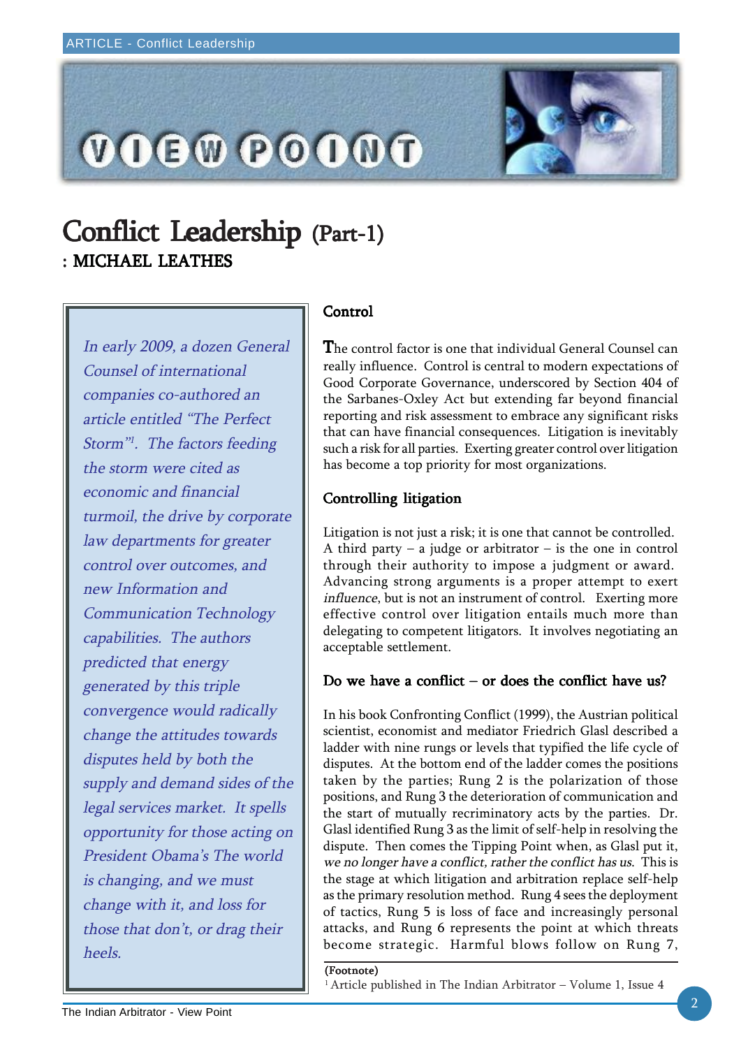# Conflict Leadership (Part-1)

**: MICHAEL LEATHES**

*In early 2009, a dozen General Counsel of international companies co-authored an article entitled "The Perfect Storm"[1]. The factors feeding the storm were cited as economic and financial turmoil, the drive by corporate law departments for greater control over outcomes, and new Information and Communication Technology capabilities. The authors predicted that energy generated by this triple convergence would radically change the attitudes towards disputes held by both the supply and demand sides of the legal services market. It spells opportunity for those acting on President Obama's The world is changing, and we must change with it, and loss for those that don't, or drag their heels.*

## Control

The control factor is one that individual General Counsel can really influence. Control is central to modern expectations of Good Corporate Governance, underscored by Section 404 of the Sarbanes-Oxley Act but extending far beyond financial reporting and risk assessment to embrace any significant risks that can have financial consequences. Litigation is inevitably such a risk for all parties. Exerting greater control over litigation has become a top priority for most organizations.

## Controlling litigation

Litigation is not just a risk; it is one that cannot be controlled. A third party – a judge or arbitrator – is the one in control through their authority to impose a judgment or award. Advancing strong arguments is a proper attempt to exert *influence*, but is not an instrument of control. Exerting more effective control over litigation entails much more than delegating to competent litigators. It involves negotiating an acceptable settlement.

## Do we have a conflict – or does the conflict have us?

In his book Confronting Conflict (1999), the Austrian political scientist, economist and mediator Friedrich Glasl described a ladder with nine rungs or levels that typified the life cycle of disputes. At the bottom end of the ladder comes the positions taken by the parties; Rung 2 is the polarization of those positions, and Rung 3 the deterioration of communication and the start of mutually recriminatory acts by the parties. Dr. Glasl identified Rung 3 as the limit of self-help in resolving the dispute. Then comes the Tipping Point when, as Glasl put it, *we no longer have a conflict, rather the conflict has us*. This is the stage at which litigation and arbitration replace self-help as the primary resolution method. Rung 4 sees the deployment of tactics, Rung 5 is loss of face and increasingly personal attacks, and Rung 6 represents the point at which threats become strategic. Harmful blows follow on Rung 7,

**(Footnote)**

[1] Article published in The Indian Arbitrator – Volume 1, Issue 4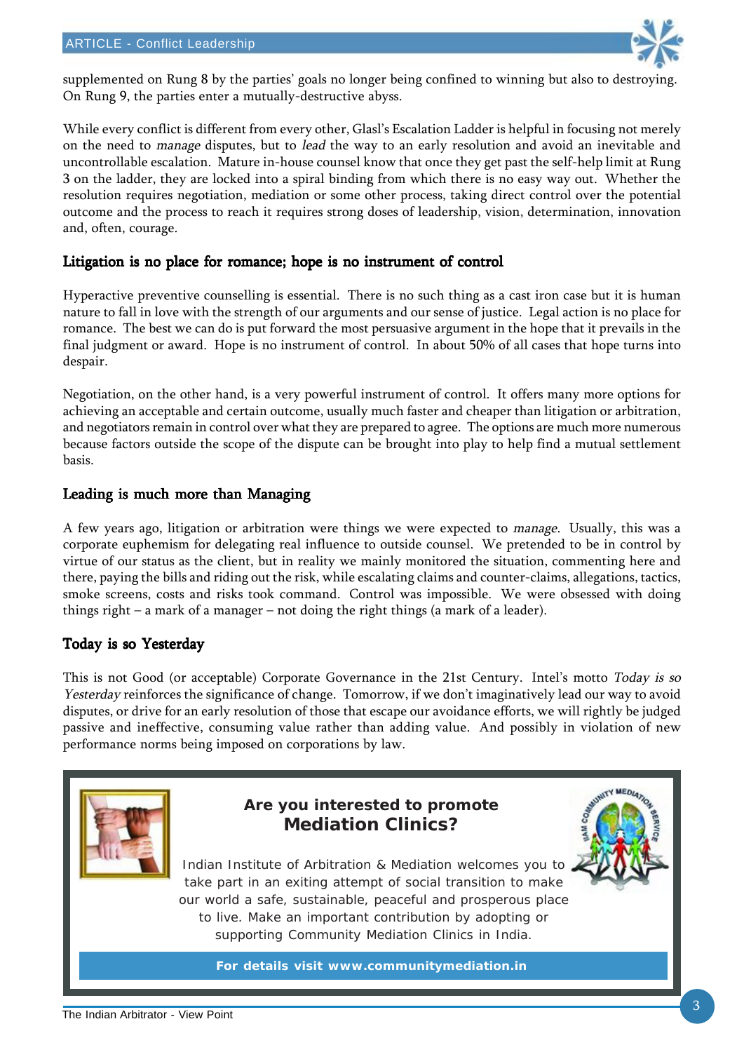supplemented on Rung 8 by the parties' goals no longer being confined to winning but also to destroying. On Rung 9, the parties enter a mutually-destructive abyss.

While every conflict is different from every other, Glasl's Escalation Ladder is helpful in focusing not merely on the need to *manage* disputes, but to *lead* the way to an early resolution and avoid an inevitable and uncontrollable escalation. Mature in-house counsel know that once they get past the self-help limit at Rung 3 on the ladder, they are locked into a spiral binding from which there is no easy way out. Whether the resolution requires negotiation, mediation or some other process, taking direct control over the potential outcome and the process to reach it requires strong doses of leadership, vision, determination, innovation and, often, courage.

## Litigation is no place for romance; hope is no instrument of control

Hyperactive preventive counselling is essential. There is no such thing as a cast iron case but it is human nature to fall in love with the strength of our arguments and our sense of justice. Legal action is no place for romance. The best we can do is put forward the most persuasive argument in the hope that it prevails in the final judgment or award. Hope is no instrument of control. In about 50% of all cases that hope turns into despair.

Negotiation, on the other hand, is a very powerful instrument of control. It offers many more options for achieving an acceptable and certain outcome, usually much faster and cheaper than litigation or arbitration, and negotiators remain in control over what they are prepared to agree. The options are much more numerous because factors outside the scope of the dispute can be brought into play to help find a mutual settlement basis.

## Leading is much more than Managing

A few years ago, litigation or arbitration were things we were expected to *manage*. Usually, this was a corporate euphemism for delegating real influence to outside counsel. We pretended to be in control by virtue of our status as the client, but in reality we mainly monitored the situation, commenting here and there, paying the bills and riding out the risk, while escalating claims and counter-claims, allegations, tactics, smoke screens, costs and risks took command. Control was impossible. We were obsessed with doing things right – a mark of a manager – not doing the right things (a mark of a leader).

## Today is so Yesterday

This is not Good (or acceptable) Corporate Governance in the 21st Century. Intel's motto *Today is so Yesterday* reinforces the significance of change. Tomorrow, if we don't imaginatively lead our way to avoid disputes, or drive for an early resolution of those that escape our avoidance efforts, we will rightly be judged passive and ineffective, consuming value rather than adding value. And possibly in violation of new performance norms being imposed on corporations by law.

---

**Are you interested to promote Mediation Clinics?**

Indian Institute of Arbitration & Mediation welcomes you to take part in an exiting attempt of social transition to make our world a safe, sustainable, peaceful and prosperous place to live. Make an important contribution by adopting or supporting Community Mediation Clinics in India.

**For details visit www.communitymediation.in**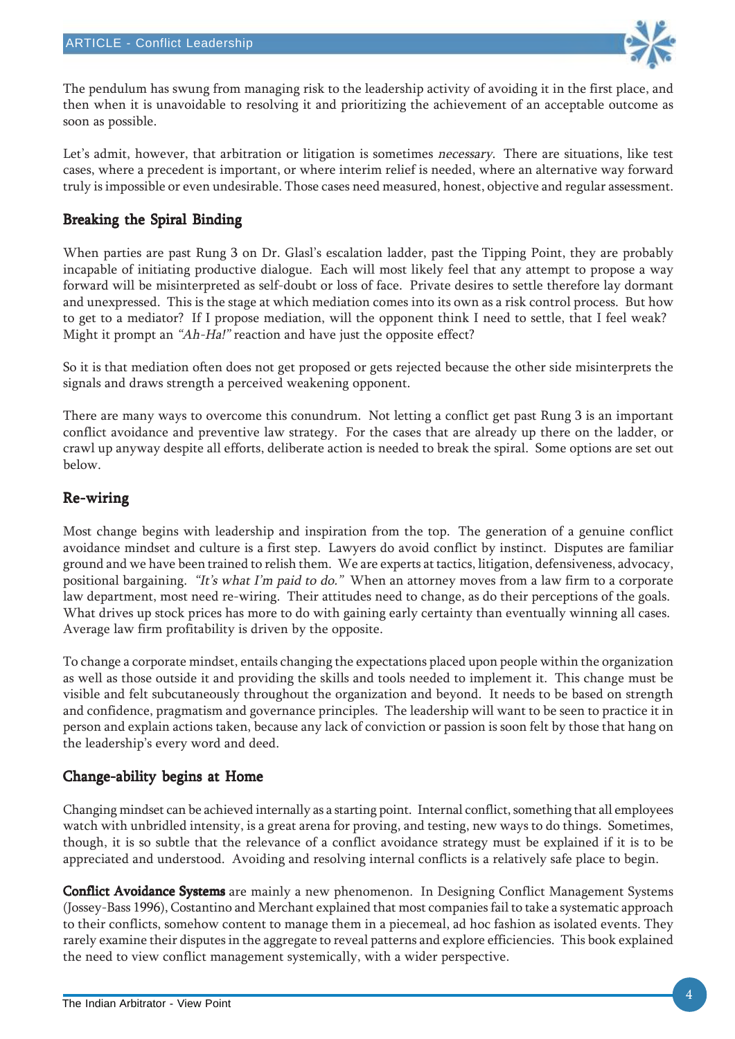The pendulum has swung from managing risk to the leadership activity of avoiding it in the first place, and then when it is unavoidable to resolving it and prioritizing the achievement of an acceptable outcome as soon as possible.

Let's admit, however, that arbitration or litigation is sometimes *necessary*. There are situations, like test cases, where a precedent is important, or where interim relief is needed, where an alternative way forward truly is impossible or even undesirable. Those cases need measured, honest, objective and regular assessment.

## Breaking the Spiral Binding

When parties are past Rung 3 on Dr. Glasl's escalation ladder, past the Tipping Point, they are probably incapable of initiating productive dialogue. Each will most likely feel that any attempt to propose a way forward will be misinterpreted as self-doubt or loss of face. Private desires to settle therefore lay dormant and unexpressed. This is the stage at which mediation comes into its own as a risk control process. But how to get to a mediator? If I propose mediation, will the opponent think I need to settle, that I feel weak? Might it prompt an *"Ah-Ha!"* reaction and have just the opposite effect?

So it is that mediation often does not get proposed or gets rejected because the other side misinterprets the signals and draws strength a perceived weakening opponent.

There are many ways to overcome this conundrum. Not letting a conflict get past Rung 3 is an important conflict avoidance and preventive law strategy. For the cases that are already up there on the ladder, or crawl up anyway despite all efforts, deliberate action is needed to break the spiral. Some options are set out below.

## Re-wiring

Most change begins with leadership and inspiration from the top. The generation of a genuine conflict avoidance mindset and culture is a first step. Lawyers do avoid conflict by instinct. Disputes are familiar ground and we have been trained to relish them. We are experts at tactics, litigation, defensiveness, advocacy, positional bargaining. *"It's what I'm paid to do."* When an attorney moves from a law firm to a corporate law department, most need re-wiring. Their attitudes need to change, as do their perceptions of the goals. What drives up stock prices has more to do with gaining early certainty than eventually winning all cases. Average law firm profitability is driven by the opposite.

To change a corporate mindset, entails changing the expectations placed upon people within the organization as well as those outside it and providing the skills and tools needed to implement it. This change must be visible and felt subcutaneously throughout the organization and beyond. It needs to be based on strength and confidence, pragmatism and governance principles. The leadership will want to be seen to practice it in person and explain actions taken, because any lack of conviction or passion is soon felt by those that hang on the leadership's every word and deed.

## Change-ability begins at Home

Changing mindset can be achieved internally as a starting point. Internal conflict, something that all employees watch with unbridled intensity, is a great arena for proving, and testing, new ways to do things. Sometimes, though, it is so subtle that the relevance of a conflict avoidance strategy must be explained if it is to be appreciated and understood. Avoiding and resolving internal conflicts is a relatively safe place to begin.

**Conflict Avoidance Systems** are mainly a new phenomenon. In Designing Conflict Management Systems (Jossey-Bass 1996), Costantino and Merchant explained that most companies fail to take a systematic approach to their conflicts, somehow content to manage them in a piecemeal, ad hoc fashion as isolated events. They rarely examine their disputes in the aggregate to reveal patterns and explore efficiencies. This book explained the need to view conflict management systemically, with a wider perspective.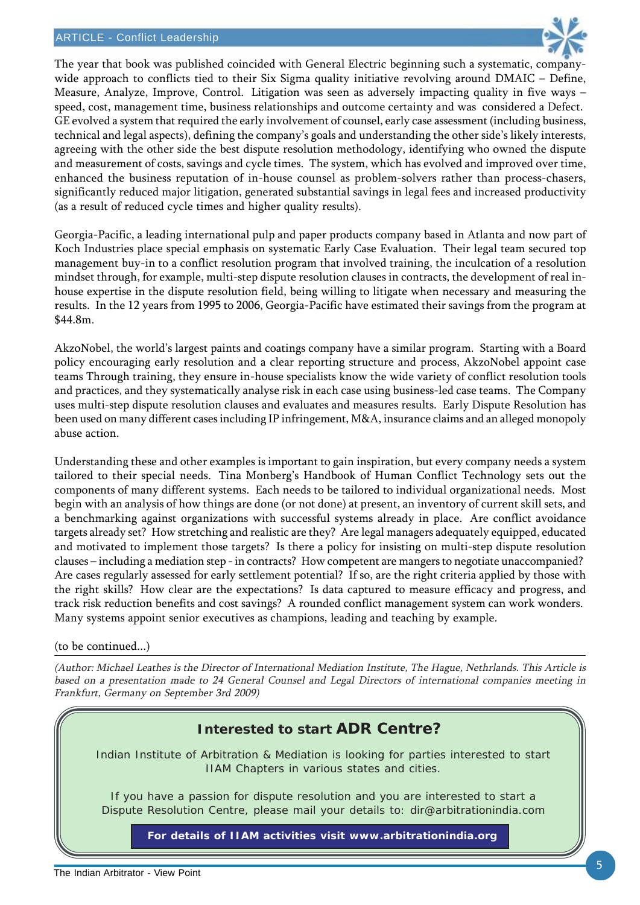The year that book was published coincided with General Electric beginning such a systematic, company-wide approach to conflicts tied to their Six Sigma quality initiative revolving around DMAIC – Define, Measure, Analyze, Improve, Control. Litigation was seen as adversely impacting quality in five ways – speed, cost, management time, business relationships and outcome certainty and was considered a Defect. GE evolved a system that required the early involvement of counsel, early case assessment (including business, technical and legal aspects), defining the company's goals and understanding the other side's likely interests, agreeing with the other side the best dispute resolution methodology, identifying who owned the dispute and measurement of costs, savings and cycle times. The system, which has evolved and improved over time, enhanced the business reputation of in-house counsel as problem-solvers rather than process-chasers, significantly reduced major litigation, generated substantial savings in legal fees and increased productivity (as a result of reduced cycle times and higher quality results).

Georgia-Pacific, a leading international pulp and paper products company based in Atlanta and now part of Koch Industries place special emphasis on systematic Early Case Evaluation. Their legal team secured top management buy-in to a conflict resolution program that involved training, the inculcation of a resolution mindset through, for example, multi-step dispute resolution clauses in contracts, the development of real in-house expertise in the dispute resolution field, being willing to litigate when necessary and measuring the results. In the 12 years from 1995 to 2006, Georgia-Pacific have estimated their savings from the program at $44.8m.

AkzoNobel, the world's largest paints and coatings company have a similar program. Starting with a Board policy encouraging early resolution and a clear reporting structure and process, AkzoNobel appoint case teams Through training, they ensure in-house specialists know the wide variety of conflict resolution tools and practices, and they systematically analyse risk in each case using business-led case teams. The Company uses multi-step dispute resolution clauses and evaluates and measures results. Early Dispute Resolution has been used on many different cases including IP infringement, M&A, insurance claims and an alleged monopoly abuse action.

Understanding these and other examples is important to gain inspiration, but every company needs a system tailored to their special needs. Tina Monberg's Handbook of Human Conflict Technology sets out the components of many different systems. Each needs to be tailored to individual organizational needs. Most begin with an analysis of how things are done (or not done) at present, an inventory of current skill sets, and a benchmarking against organizations with successful systems already in place. Are conflict avoidance targets already set? How stretching and realistic are they? Are legal managers adequately equipped, educated and motivated to implement those targets? Is there a policy for insisting on multi-step dispute resolution clauses – including a mediation step - in contracts? How competent are mangers to negotiate unaccompanied? Are cases regularly assessed for early settlement potential? If so, are the right criteria applied by those with the right skills? How clear are the expectations? Is data captured to measure efficacy and progress, and track risk reduction benefits and cost savings? A rounded conflict management system can work wonders. Many systems appoint senior executives as champions, leading and teaching by example.

(to be continued...)

*(Author: Michael Leathes is the Director of International Mediation Institute, The Hague, Nethrlands. This Article is based on a presentation made to 24 General Counsel and Legal Directors of international companies meeting in Frankfurt, Germany on September 3rd 2009)*

---

**Interested to start ADR Centre?**

Indian Institute of Arbitration & Mediation is looking for parties interested to start IIAM Chapters in various states and cities.

If you have a passion for dispute resolution and you are interested to start a Dispute Resolution Centre, please mail your details to: dir@arbitrationindia.com

**For details of IIAM activities visit www.arbitrationindia.org**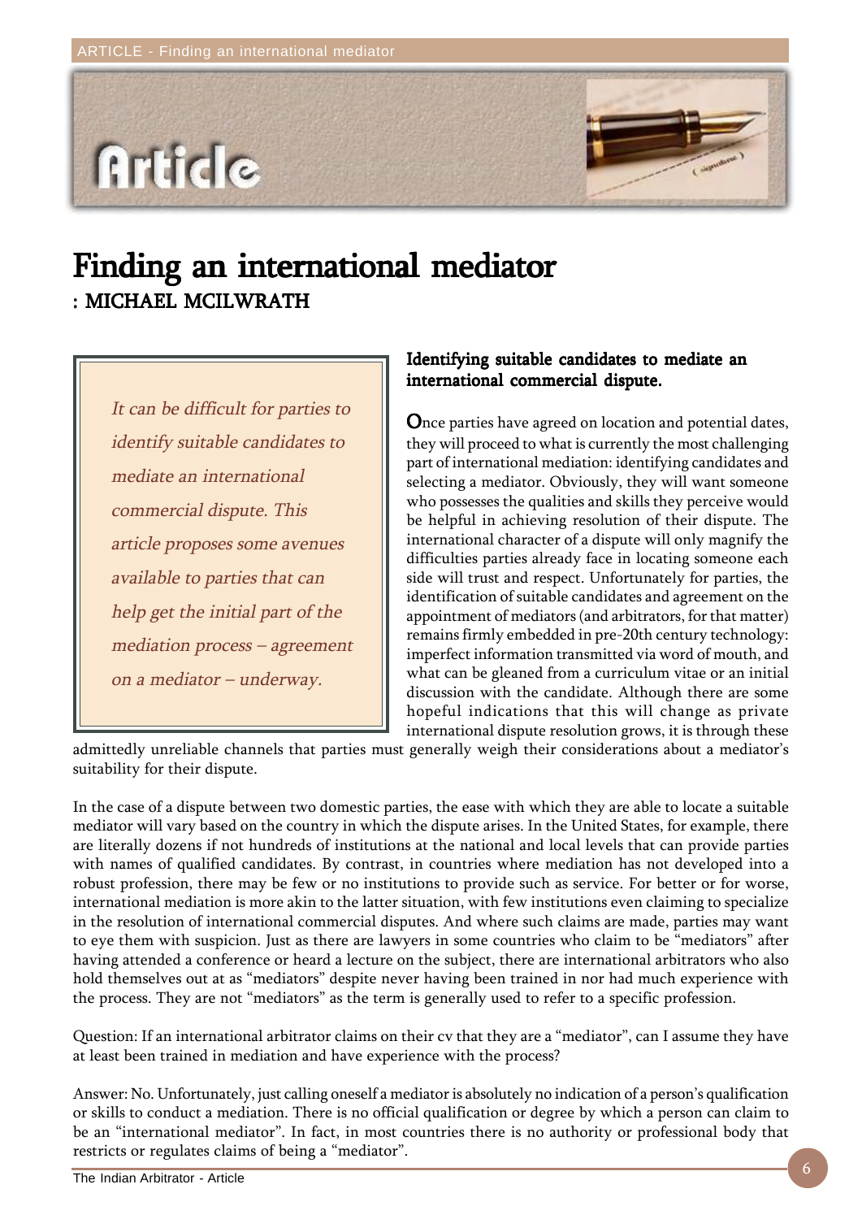# Article

# Finding an international mediator

**: MICHAEL MCILWRATH**

*It can be difficult for parties to identify suitable candidates to mediate an international commercial dispute. This article proposes some avenues available to parties that can help get the initial part of the mediation process – agreement on a mediator – underway.*

### Identifying suitable candidates to mediate an international commercial dispute.

Once parties have agreed on location and potential dates, they will proceed to what is currently the most challenging part of international mediation: identifying candidates and selecting a mediator. Obviously, they will want someone who possesses the qualities and skills they perceive would be helpful in achieving resolution of their dispute. The international character of a dispute will only magnify the difficulties parties already face in locating someone each side will trust and respect. Unfortunately for parties, the identification of suitable candidates and agreement on the appointment of mediators (and arbitrators, for that matter) remains firmly embedded in pre-20th century technology: imperfect information transmitted via word of mouth, and what can be gleaned from a curriculum vitae or an initial discussion with the candidate. Although there are some hopeful indications that this will change as private international dispute resolution grows, it is through these admittedly unreliable channels that parties must generally weigh their considerations about a mediator's suitability for their dispute.

In the case of a dispute between two domestic parties, the ease with which they are able to locate a suitable mediator will vary based on the country in which the dispute arises. In the United States, for example, there are literally dozens if not hundreds of institutions at the national and local levels that can provide parties with names of qualified candidates. By contrast, in countries where mediation has not developed into a robust profession, there may be few or no institutions to provide such as service. For better or for worse, international mediation is more akin to the latter situation, with few institutions even claiming to specialize in the resolution of international commercial disputes. And where such claims are made, parties may want to eye them with suspicion. Just as there are lawyers in some countries who claim to be "mediators" after having attended a conference or heard a lecture on the subject, there are international arbitrators who also hold themselves out as "mediators" despite never having been trained in nor had much experience with the process. They are not "mediators" as the term is generally used to refer to a specific profession.

Question: If an international arbitrator claims on their cv that they are a "mediator", can I assume they have at least been trained in mediation and have experience with the process?

Answer: No. Unfortunately, just calling oneself a mediator is absolutely no indication of a person's qualification or skills to conduct a mediation. There is no official qualification or degree by which a person can claim to be an "international mediator". In fact, in most countries there is no authority or professional body that restricts or regulates claims of being a "mediator".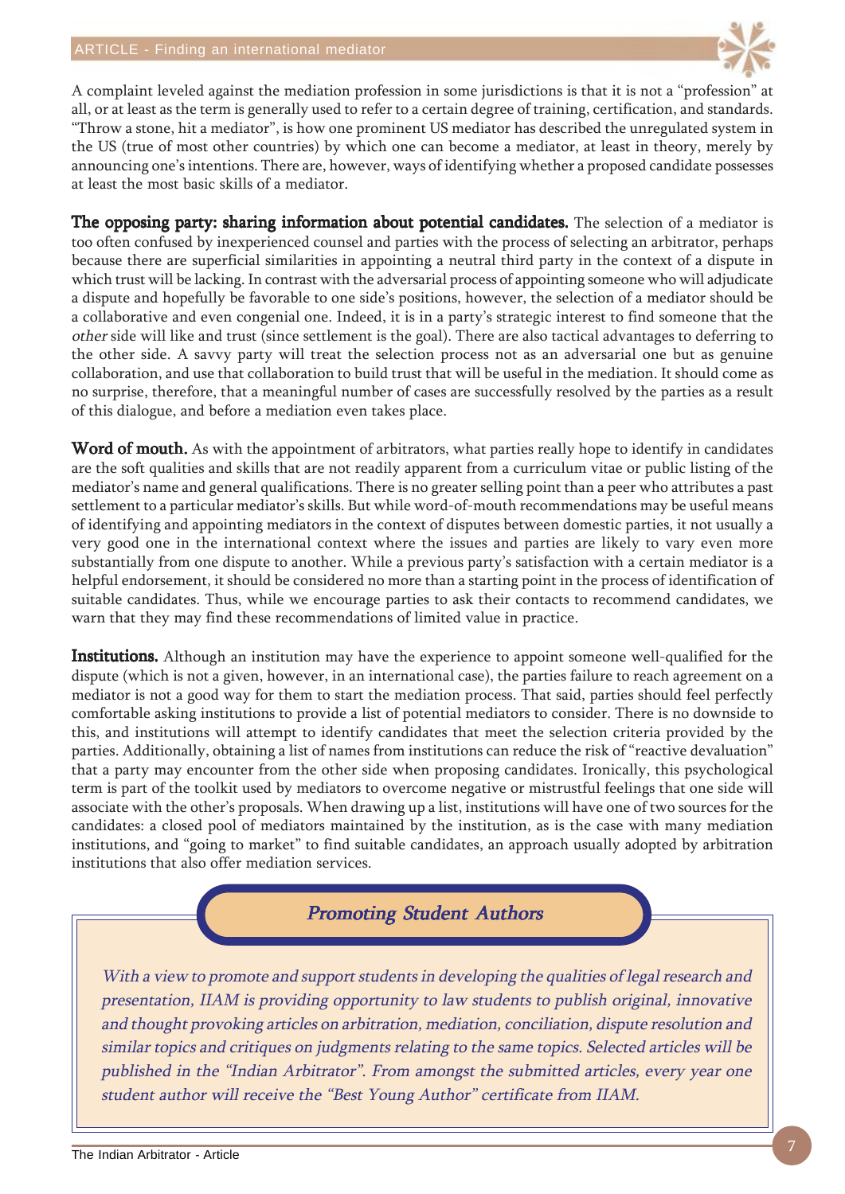A complaint leveled against the mediation profession in some jurisdictions is that it is not a "profession" at all, or at least as the term is generally used to refer to a certain degree of training, certification, and standards. "Throw a stone, hit a mediator", is how one prominent US mediator has described the unregulated system in the US (true of most other countries) by which one can become a mediator, at least in theory, merely by announcing one's intentions. There are, however, ways of identifying whether a proposed candidate possesses at least the most basic skills of a mediator.

**The opposing party: sharing information about potential candidates.** The selection of a mediator is too often confused by inexperienced counsel and parties with the process of selecting an arbitrator, perhaps because there are superficial similarities in appointing a neutral third party in the context of a dispute in which trust will be lacking. In contrast with the adversarial process of appointing someone who will adjudicate a dispute and hopefully be favorable to one side's positions, however, the selection of a mediator should be a collaborative and even congenial one. Indeed, it is in a party's strategic interest to find someone that the *other* side will like and trust (since settlement is the goal). There are also tactical advantages to deferring to the other side. A savvy party will treat the selection process not as an adversarial one but as genuine collaboration, and use that collaboration to build trust that will be useful in the mediation. It should come as no surprise, therefore, that a meaningful number of cases are successfully resolved by the parties as a result of this dialogue, and before a mediation even takes place.

**Word of mouth.** As with the appointment of arbitrators, what parties really hope to identify in candidates are the soft qualities and skills that are not readily apparent from a curriculum vitae or public listing of the mediator's name and general qualifications. There is no greater selling point than a peer who attributes a past settlement to a particular mediator's skills. But while word-of-mouth recommendations may be useful means of identifying and appointing mediators in the context of disputes between domestic parties, it not usually a very good one in the international context where the issues and parties are likely to vary even more substantially from one dispute to another. While a previous party's satisfaction with a certain mediator is a helpful endorsement, it should be considered no more than a starting point in the process of identification of suitable candidates. Thus, while we encourage parties to ask their contacts to recommend candidates, we warn that they may find these recommendations of limited value in practice.

**Institutions.** Although an institution may have the experience to appoint someone well-qualified for the dispute (which is not a given, however, in an international case), the parties failure to reach agreement on a mediator is not a good way for them to start the mediation process. That said, parties should feel perfectly comfortable asking institutions to provide a list of potential mediators to consider. There is no downside to this, and institutions will attempt to identify candidates that meet the selection criteria provided by the parties. Additionally, obtaining a list of names from institutions can reduce the risk of "reactive devaluation" that a party may encounter from the other side when proposing candidates. Ironically, this psychological term is part of the toolkit used by mediators to overcome negative or mistrustful feelings that one side will associate with the other's proposals. When drawing up a list, institutions will have one of two sources for the candidates: a closed pool of mediators maintained by the institution, as is the case with many mediation institutions, and "going to market" to find suitable candidates, an approach usually adopted by arbitration institutions that also offer mediation services.

### *Promoting Student Authors*

*With a view to promote and support students in developing the qualities of legal research and presentation, IIAM is providing opportunity to law students to publish original, innovative and thought provoking articles on arbitration, mediation, conciliation, dispute resolution and similar topics and critiques on judgments relating to the same topics. Selected articles will be published in the "Indian Arbitrator". From amongst the submitted articles, every year one student author will receive the "Best Young Author" certificate from IIAM.*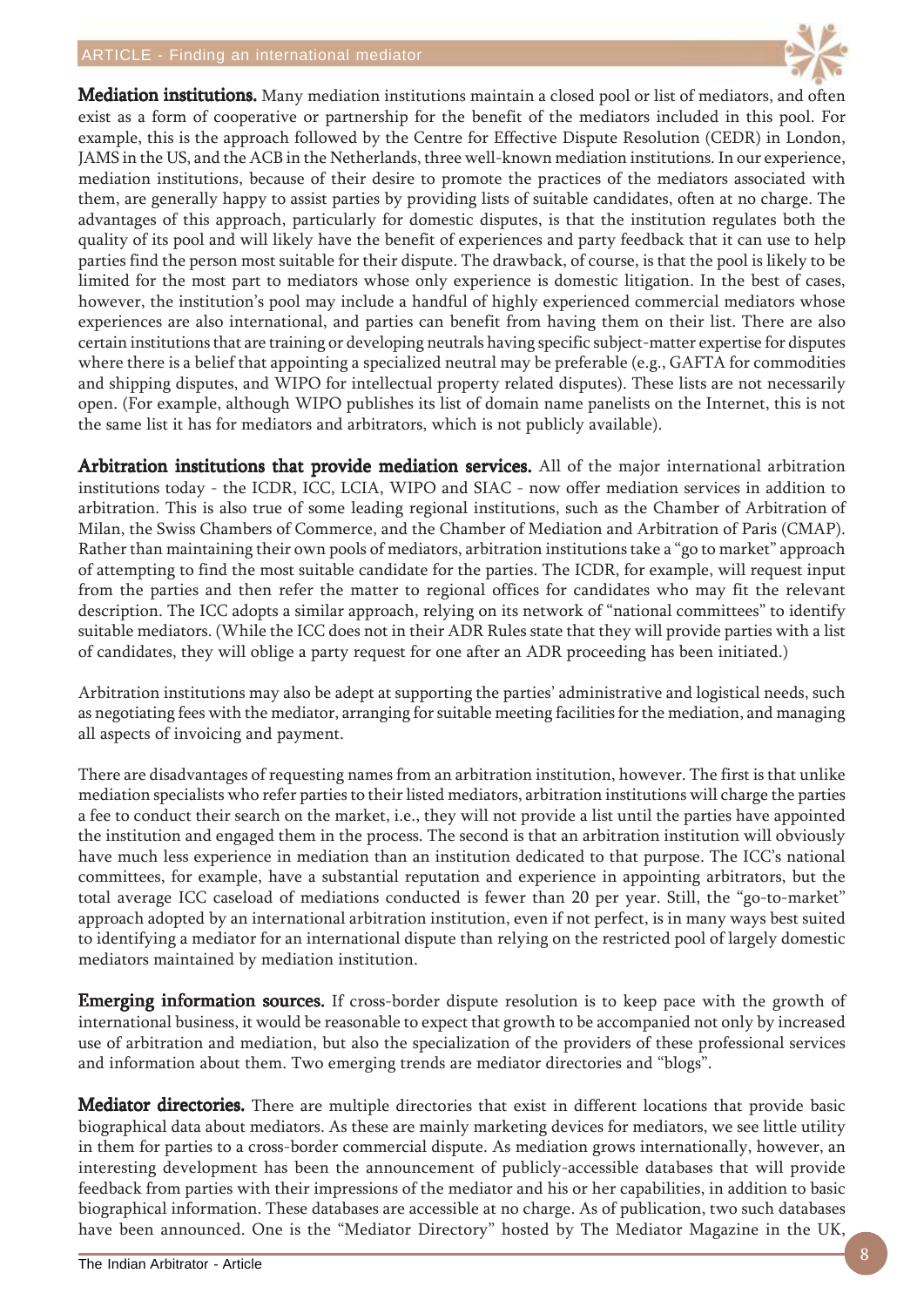**Mediation institutions.** Many mediation institutions maintain a closed pool or list of mediators, and often exist as a form of cooperative or partnership for the benefit of the mediators included in this pool. For example, this is the approach followed by the Centre for Effective Dispute Resolution (CEDR) in London, JAMS in the US, and the ACB in the Netherlands, three well-known mediation institutions. In our experience, mediation institutions, because of their desire to promote the practices of the mediators associated with them, are generally happy to assist parties by providing lists of suitable candidates, often at no charge. The advantages of this approach, particularly for domestic disputes, is that the institution regulates both the quality of its pool and will likely have the benefit of experiences and party feedback that it can use to help parties find the person most suitable for their dispute. The drawback, of course, is that the pool is likely to be limited for the most part to mediators whose only experience is domestic litigation. In the best of cases, however, the institution's pool may include a handful of highly experienced commercial mediators whose experiences are also international, and parties can benefit from having them on their list. There are also certain institutions that are training or developing neutrals having specific subject-matter expertise for disputes where there is a belief that appointing a specialized neutral may be preferable (e.g., GAFTA for commodities and shipping disputes, and WIPO for intellectual property related disputes). These lists are not necessarily open. (For example, although WIPO publishes its list of domain name panelists on the Internet, this is not the same list it has for mediators and arbitrators, which is not publicly available).

**Arbitration institutions that provide mediation services.** All of the major international arbitration institutions today - the ICDR, ICC, LCIA, WIPO and SIAC - now offer mediation services in addition to arbitration. This is also true of some leading regional institutions, such as the Chamber of Arbitration of Milan, the Swiss Chambers of Commerce, and the Chamber of Mediation and Arbitration of Paris (CMAP). Rather than maintaining their own pools of mediators, arbitration institutions take a "go to market" approach of attempting to find the most suitable candidate for the parties. The ICDR, for example, will request input from the parties and then refer the matter to regional offices for candidates who may fit the relevant description. The ICC adopts a similar approach, relying on its network of "national committees" to identify suitable mediators. (While the ICC does not in their ADR Rules state that they will provide parties with a list of candidates, they will oblige a party request for one after an ADR proceeding has been initiated.)

Arbitration institutions may also be adept at supporting the parties' administrative and logistical needs, such as negotiating fees with the mediator, arranging for suitable meeting facilities for the mediation, and managing all aspects of invoicing and payment.

There are disadvantages of requesting names from an arbitration institution, however. The first is that unlike mediation specialists who refer parties to their listed mediators, arbitration institutions will charge the parties a fee to conduct their search on the market, i.e., they will not provide a list until the parties have appointed the institution and engaged them in the process. The second is that an arbitration institution will obviously have much less experience in mediation than an institution dedicated to that purpose. The ICC's national committees, for example, have a substantial reputation and experience in appointing arbitrators, but the total average ICC caseload of mediations conducted is fewer than 20 per year. Still, the "go-to-market" approach adopted by an international arbitration institution, even if not perfect, is in many ways best suited to identifying a mediator for an international dispute than relying on the restricted pool of largely domestic mediators maintained by mediation institution.

**Emerging information sources.** If cross-border dispute resolution is to keep pace with the growth of international business, it would be reasonable to expect that growth to be accompanied not only by increased use of arbitration and mediation, but also the specialization of the providers of these professional services and information about them. Two emerging trends are mediator directories and "blogs".

**Mediator directories.** There are multiple directories that exist in different locations that provide basic biographical data about mediators. As these are mainly marketing devices for mediators, we see little utility in them for parties to a cross-border commercial dispute. As mediation grows internationally, however, an interesting development has been the announcement of publicly-accessible databases that will provide feedback from parties with their impressions of the mediator and his or her capabilities, in addition to basic biographical information. These databases are accessible at no charge. As of publication, two such databases have been announced. One is the "Mediator Directory" hosted by The Mediator Magazine in the UK,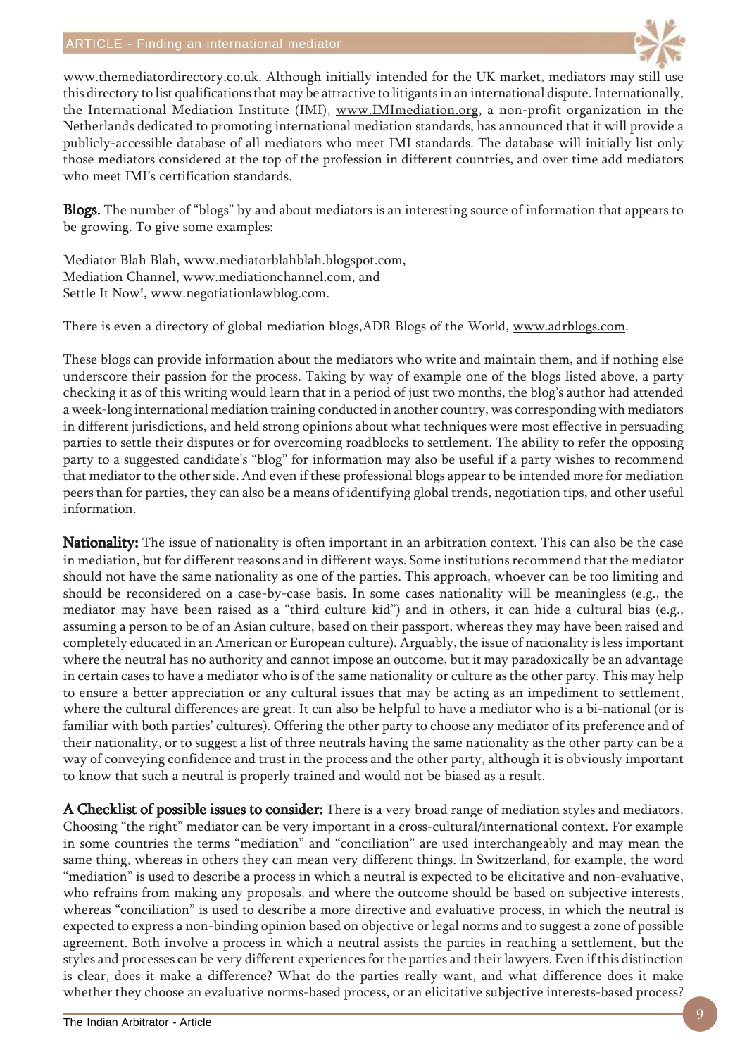www.themediatordirectory.co.uk. Although initially intended for the UK market, mediators may still use this directory to list qualifications that may be attractive to litigants in an international dispute. Internationally, the International Mediation Institute (IMI), www.IMImediation.org, a non-profit organization in the Netherlands dedicated to promoting international mediation standards, has announced that it will provide a publicly-accessible database of all mediators who meet IMI standards. The database will initially list only those mediators considered at the top of the profession in different countries, and over time add mediators who meet IMI's certification standards.

**Blogs.** The number of "blogs" by and about mediators is an interesting source of information that appears to be growing. To give some examples:

Mediator Blah Blah, www.mediatorblahblah.blogspot.com,
Mediation Channel, www.mediationchannel.com, and
Settle It Now!, www.negotiationlawblog.com.

There is even a directory of global mediation blogs,ADR Blogs of the World, www.adrblogs.com.

These blogs can provide information about the mediators who write and maintain them, and if nothing else underscore their passion for the process. Taking by way of example one of the blogs listed above, a party checking it as of this writing would learn that in a period of just two months, the blog's author had attended a week-long international mediation training conducted in another country, was corresponding with mediators in different jurisdictions, and held strong opinions about what techniques were most effective in persuading parties to settle their disputes or for overcoming roadblocks to settlement. The ability to refer the opposing party to a suggested candidate's "blog" for information may also be useful if a party wishes to recommend that mediator to the other side. And even if these professional blogs appear to be intended more for mediation peers than for parties, they can also be a means of identifying global trends, negotiation tips, and other useful information.

**Nationality:** The issue of nationality is often important in an arbitration context. This can also be the case in mediation, but for different reasons and in different ways. Some institutions recommend that the mediator should not have the same nationality as one of the parties. This approach, whoever can be too limiting and should be reconsidered on a case-by-case basis. In some cases nationality will be meaningless (e.g., the mediator may have been raised as a "third culture kid") and in others, it can hide a cultural bias (e.g., assuming a person to be of an Asian culture, based on their passport, whereas they may have been raised and completely educated in an American or European culture). Arguably, the issue of nationality is less important where the neutral has no authority and cannot impose an outcome, but it may paradoxically be an advantage in certain cases to have a mediator who is of the same nationality or culture as the other party. This may help to ensure a better appreciation or any cultural issues that may be acting as an impediment to settlement, where the cultural differences are great. It can also be helpful to have a mediator who is a bi-national (or is familiar with both parties' cultures). Offering the other party to choose any mediator of its preference and of their nationality, or to suggest a list of three neutrals having the same nationality as the other party can be a way of conveying confidence and trust in the process and the other party, although it is obviously important to know that such a neutral is properly trained and would not be biased as a result.

**A Checklist of possible issues to consider:** There is a very broad range of mediation styles and mediators. Choosing "the right" mediator can be very important in a cross-cultural/international context. For example in some countries the terms "mediation" and "conciliation" are used interchangeably and may mean the same thing, whereas in others they can mean very different things. In Switzerland, for example, the word "mediation" is used to describe a process in which a neutral is expected to be elicitative and non-evaluative, who refrains from making any proposals, and where the outcome should be based on subjective interests, whereas "conciliation" is used to describe a more directive and evaluative process, in which the neutral is expected to express a non-binding opinion based on objective or legal norms and to suggest a zone of possible agreement. Both involve a process in which a neutral assists the parties in reaching a settlement, but the styles and processes can be very different experiences for the parties and their lawyers. Even if this distinction is clear, does it make a difference? What do the parties really want, and what difference does it make whether they choose an evaluative norms-based process, or an elicitative subjective interests-based process?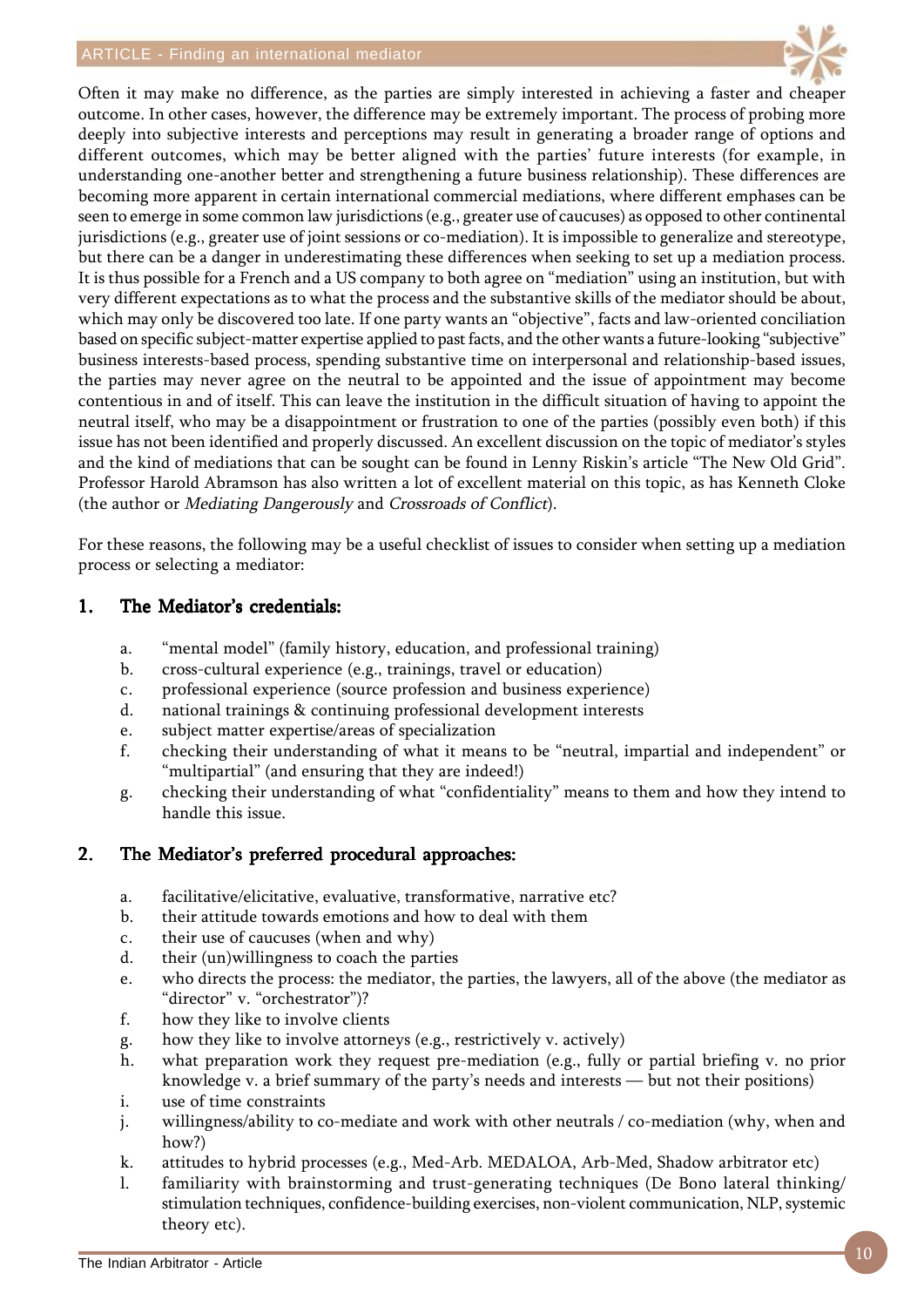Often it may make no difference, as the parties are simply interested in achieving a faster and cheaper outcome. In other cases, however, the difference may be extremely important. The process of probing more deeply into subjective interests and perceptions may result in generating a broader range of options and different outcomes, which may be better aligned with the parties' future interests (for example, in understanding one-another better and strengthening a future business relationship). These differences are becoming more apparent in certain international commercial mediations, where different emphases can be seen to emerge in some common law jurisdictions (e.g., greater use of caucuses) as opposed to other continental jurisdictions (e.g., greater use of joint sessions or co-mediation). It is impossible to generalize and stereotype, but there can be a danger in underestimating these differences when seeking to set up a mediation process. It is thus possible for a French and a US company to both agree on "mediation" using an institution, but with very different expectations as to what the process and the substantive skills of the mediator should be about, which may only be discovered too late. If one party wants an "objective", facts and law-oriented conciliation based on specific subject-matter expertise applied to past facts, and the other wants a future-looking "subjective" business interests-based process, spending substantive time on interpersonal and relationship-based issues, the parties may never agree on the neutral to be appointed and the issue of appointment may become contentious in and of itself. This can leave the institution in the difficult situation of having to appoint the neutral itself, who may be a disappointment or frustration to one of the parties (possibly even both) if this issue has not been identified and properly discussed. An excellent discussion on the topic of mediator's styles and the kind of mediations that can be sought can be found in Lenny Riskin's article "The New Old Grid". Professor Harold Abramson has also written a lot of excellent material on this topic, as has Kenneth Cloke (the author or *Mediating Dangerously* and *Crossroads of Conflict*).

For these reasons, the following may be a useful checklist of issues to consider when setting up a mediation process or selecting a mediator:

## 1. The Mediator's credentials:

a. "mental model" (family history, education, and professional training)
b. cross-cultural experience (e.g., trainings, travel or education)
c. professional experience (source profession and business experience)
d. national trainings & continuing professional development interests
e. subject matter expertise/areas of specialization
f. checking their understanding of what it means to be "neutral, impartial and independent" or "multipartial" (and ensuring that they are indeed!)
g. checking their understanding of what "confidentiality" means to them and how they intend to handle this issue.

## 2. The Mediator's preferred procedural approaches:

a. facilitative/elicitative, evaluative, transformative, narrative etc?
b. their attitude towards emotions and how to deal with them
c. their use of caucuses (when and why)
d. their (un)willingness to coach the parties
e. who directs the process: the mediator, the parties, the lawyers, all of the above (the mediator as "director" v. "orchestrator")?
f. how they like to involve clients
g. how they like to involve attorneys (e.g., restrictively v. actively)
h. what preparation work they request pre-mediation (e.g., fully or partial briefing v. no prior knowledge v. a brief summary of the party's needs and interests — but not their positions)
i. use of time constraints
j. willingness/ability to co-mediate and work with other neutrals / co-mediation (why, when and how?)
k. attitudes to hybrid processes (e.g., Med-Arb. MEDALOA, Arb-Med, Shadow arbitrator etc)
l. familiarity with brainstorming and trust-generating techniques (De Bono lateral thinking/ stimulation techniques, confidence-building exercises, non-violent communication, NLP, systemic theory etc).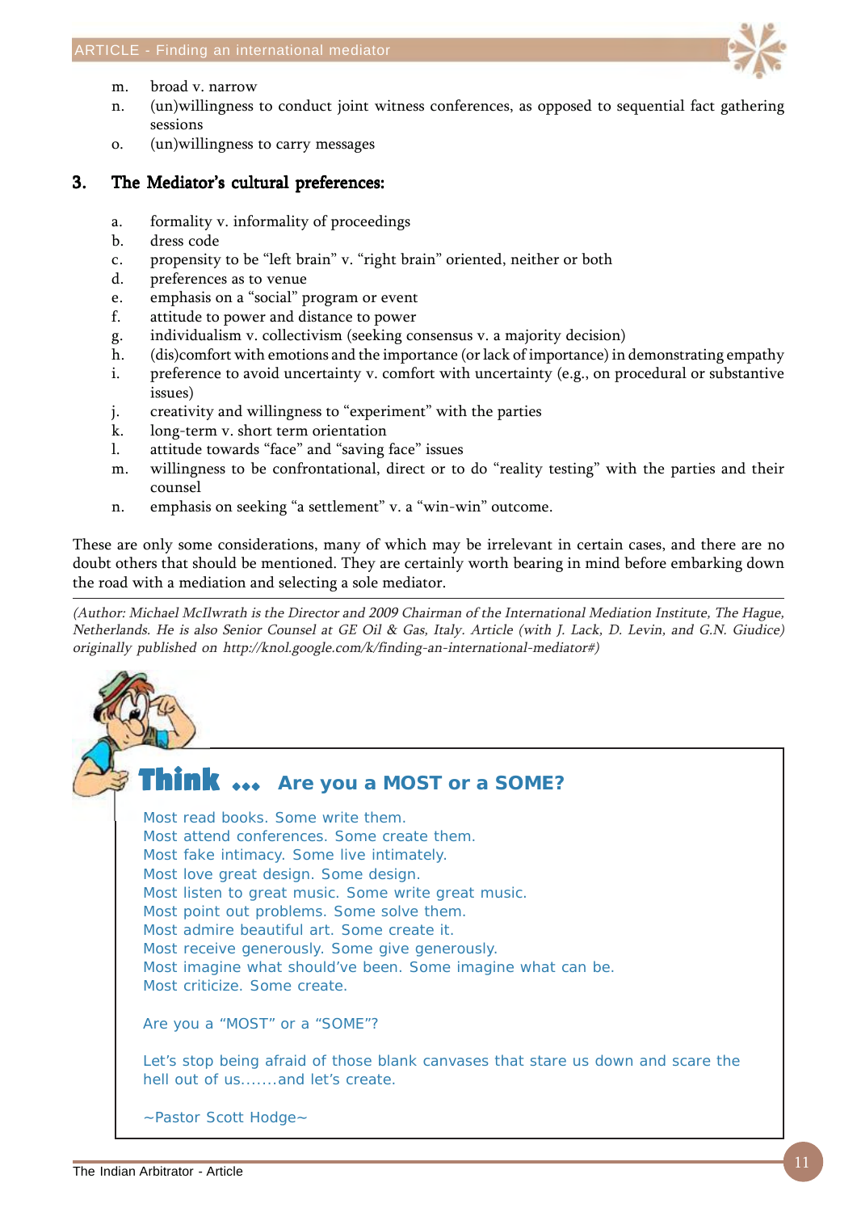m. broad v. narrow
n. (un)willingness to conduct joint witness conferences, as opposed to sequential fact gathering sessions
o. (un)willingness to carry messages

### 3. The Mediator's cultural preferences:

a. formality v. informality of proceedings
b. dress code
c. propensity to be "left brain" v. "right brain" oriented, neither or both
d. preferences as to venue
e. emphasis on a "social" program or event
f. attitude to power and distance to power
g. individualism v. collectivism (seeking consensus v. a majority decision)
h. (dis)comfort with emotions and the importance (or lack of importance) in demonstrating empathy
i. preference to avoid uncertainty v. comfort with uncertainty (e.g., on procedural or substantive issues)
j. creativity and willingness to "experiment" with the parties
k. long-term v. short term orientation
l. attitude towards "face" and "saving face" issues
m. willingness to be confrontational, direct or to do "reality testing" with the parties and their counsel
n. emphasis on seeking "a settlement" v. a "win-win" outcome.

These are only some considerations, many of which may be irrelevant in certain cases, and there are no doubt others that should be mentioned. They are certainly worth bearing in mind before embarking down the road with a mediation and selecting a sole mediator.

*(Author: Michael McIlwrath is the Director and 2009 Chairman of the International Mediation Institute, The Hague, Netherlands. He is also Senior Counsel at GE Oil & Gas, Italy. Article (with J. Lack, D. Levin, and G.N. Giudice) originally published on http://knol.google.com/k/finding-an-international-mediator#)*

## Think ... Are you a MOST or a SOME?

Most read books. Some write them.
Most attend conferences. Some create them.
Most fake intimacy. Some live intimately.
Most love great design. Some design.
Most listen to great music. Some write great music.
Most point out problems. Some solve them.
Most admire beautiful art. Some create it.
Most receive generously. Some give generously.
Most imagine what should've been. Some imagine what can be.
Most criticize. Some create.

Are you a "MOST" or a "SOME"?

Let's stop being afraid of those blank canvases that stare us down and scare the hell out of us.......and let's create.

~Pastor Scott Hodge~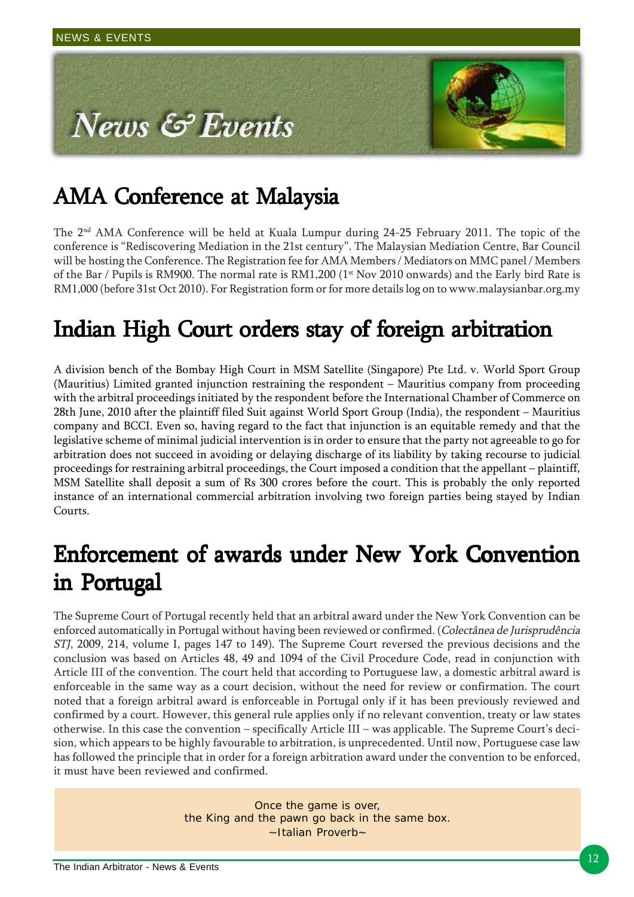# News & Events

## AMA Conference at Malaysia

The 2nd AMA Conference will be held at Kuala Lumpur during 24-25 February 2011. The topic of the conference is "Rediscovering Mediation in the 21st century". The Malaysian Mediation Centre, Bar Council will be hosting the Conference. The Registration fee for AMA Members / Mediators on MMC panel / Members of the Bar / Pupils is RM900. The normal rate is RM1,200 (1st Nov 2010 onwards) and the Early bird Rate is RM1,000 (before 31st Oct 2010). For Registration form or for more details log on to www.malaysianbar.org.my

## Indian High Court orders stay of foreign arbitration

A division bench of the Bombay High Court in MSM Satellite (Singapore) Pte Ltd. v. World Sport Group (Mauritius) Limited granted injunction restraining the respondent – Mauritius company from proceeding with the arbitral proceedings initiated by the respondent before the International Chamber of Commerce on 28th June, 2010 after the plaintiff filed Suit against World Sport Group (India), the respondent – Mauritius company and BCCI. Even so, having regard to the fact that injunction is an equitable remedy and that the legislative scheme of minimal judicial intervention is in order to ensure that the party not agreeable to go for arbitration does not succeed in avoiding or delaying discharge of its liability by taking recourse to judicial proceedings for restraining arbitral proceedings, the Court imposed a condition that the appellant – plaintiff, MSM Satellite shall deposit a sum of Rs 300 crores before the court. This is probably the only reported instance of an international commercial arbitration involving two foreign parties being stayed by Indian Courts.

## Enforcement of awards under New York Convention in Portugal

The Supreme Court of Portugal recently held that an arbitral award under the New York Convention can be enforced automatically in Portugal without having been reviewed or confirmed. (*Colectânea de Jurisprudência STJ*, 2009, 214, volume I, pages 147 to 149). The Supreme Court reversed the previous decisions and the conclusion was based on Articles 48, 49 and 1094 of the Civil Procedure Code, read in conjunction with Article III of the convention. The court held that according to Portuguese law, a domestic arbitral award is enforceable in the same way as a court decision, without the need for review or confirmation. The court noted that a foreign arbitral award is enforceable in Portugal only if it has been previously reviewed and confirmed by a court. However, this general rule applies only if no relevant convention, treaty or law states otherwise. In this case the convention – specifically Article III – was applicable. The Supreme Court's decision, which appears to be highly favourable to arbitration, is unprecedented. Until now, Portuguese case law has followed the principle that in order for a foreign arbitration award under the convention to be enforced, it must have been reviewed and confirmed.

> Once the game is over,
> the King and the pawn go back in the same box.
> ~Italian Proverb~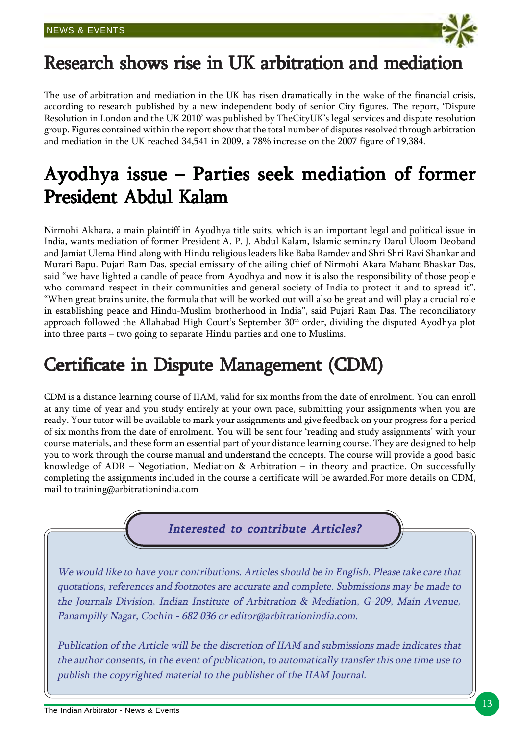## Research shows rise in UK arbitration and mediation

The use of arbitration and mediation in the UK has risen dramatically in the wake of the financial crisis, according to research published by a new independent body of senior City figures. The report, 'Dispute Resolution in London and the UK 2010' was published by TheCityUK's legal services and dispute resolution group. Figures contained within the report show that the total number of disputes resolved through arbitration and mediation in the UK reached 34,541 in 2009, a 78% increase on the 2007 figure of 19,384.

## Ayodhya issue – Parties seek mediation of former President Abdul Kalam

Nirmohi Akhara, a main plaintiff in Ayodhya title suits, which is an important legal and political issue in India, wants mediation of former President A. P. J. Abdul Kalam, Islamic seminary Darul Uloom Deoband and Jamiat Ulema Hind along with Hindu religious leaders like Baba Ramdev and Shri Shri Ravi Shankar and Murari Bapu. Pujari Ram Das, special emissary of the ailing chief of Nirmohi Akara Mahant Bhaskar Das, said "we have lighted a candle of peace from Ayodhya and now it is also the responsibility of those people who command respect in their communities and general society of India to protect it and to spread it". "When great brains unite, the formula that will be worked out will also be great and will play a crucial role in establishing peace and Hindu-Muslim brotherhood in India", said Pujari Ram Das. The reconciliatory approach followed the Allahabad High Court's September 30th order, dividing the disputed Ayodhya plot into three parts – two going to separate Hindu parties and one to Muslims.

## Certificate in Dispute Management (CDM)

CDM is a distance learning course of IIAM, valid for six months from the date of enrolment. You can enroll at any time of year and you study entirely at your own pace, submitting your assignments when you are ready. Your tutor will be available to mark your assignments and give feedback on your progress for a period of six months from the date of enrolment. You will be sent four 'reading and study assignments' with your course materials, and these form an essential part of your distance learning course. They are designed to help you to work through the course manual and understand the concepts. The course will provide a good basic knowledge of ADR – Negotiation, Mediation & Arbitration – in theory and practice. On successfully completing the assignments included in the course a certificate will be awarded.For more details on CDM, mail to training@arbitrationindia.com

### *Interested to contribute Articles?*

*We would like to have your contributions. Articles should be in English. Please take care that quotations, references and footnotes are accurate and complete. Submissions may be made to the Journals Division, Indian Institute of Arbitration & Mediation, G-209, Main Avenue, Panampilly Nagar, Cochin - 682 036 or editor@arbitrationindia.com.*

*Publication of the Article will be the discretion of IIAM and submissions made indicates that the author consents, in the event of publication, to automatically transfer this one time use to publish the copyrighted material to the publisher of the IIAM Journal.*